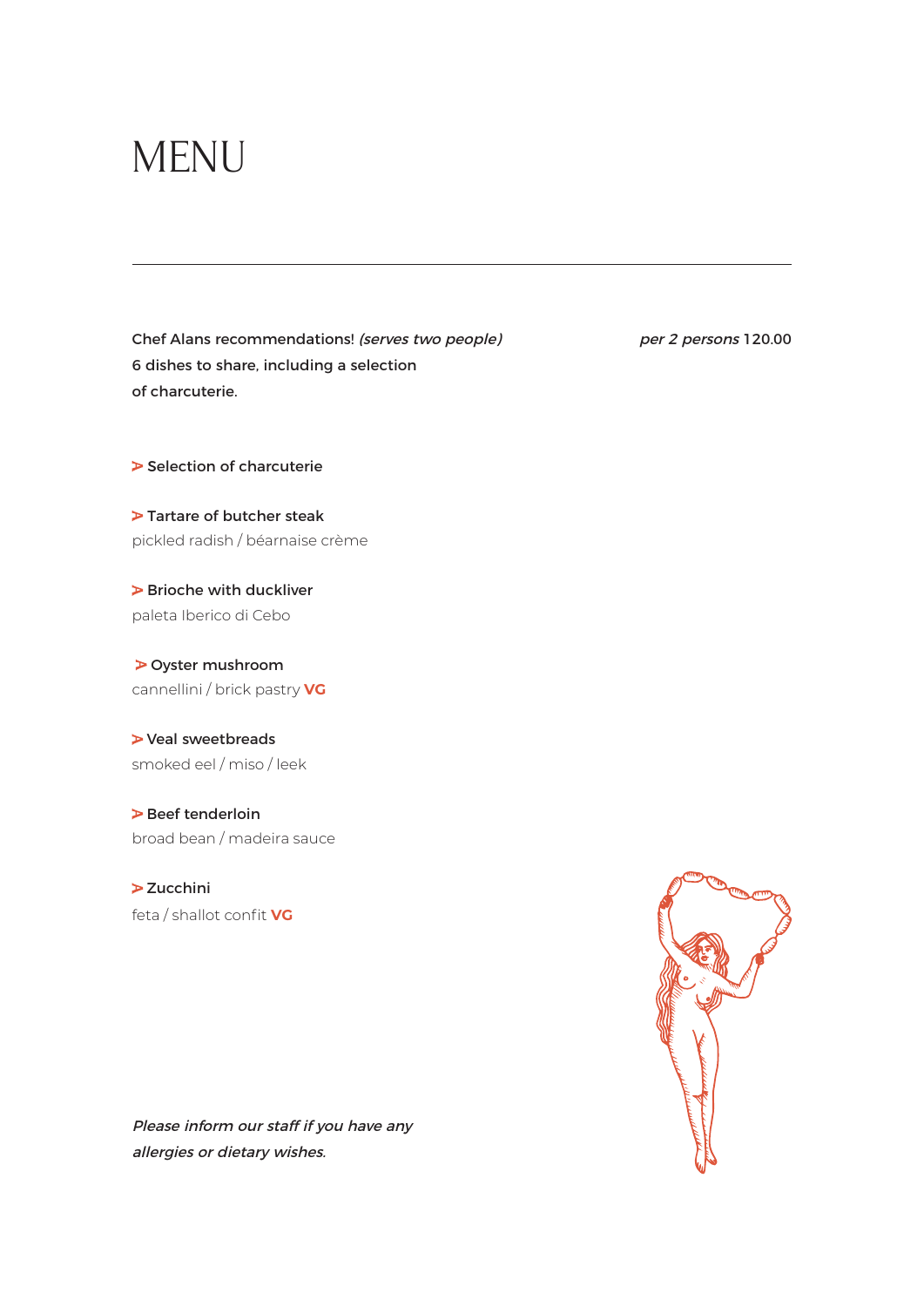# MENU

---

Chef Alans recommendations! *(serves two people)* *per 2 persons* 120.00
6 dishes to share, including a selection
of charcuterie.

> **Selection of charcuterie**

> **Tartare of butcher steak**
pickled radish / béarnaise crème

> **Brioche with duckliver**
paleta Iberico di Cebo

> **Oyster mushroom**
cannellini / brick pastry **VG**

> **Veal sweetbreads**
smoked eel / miso / leek

> **Beef tenderloin**
broad bean / madeira sauce

> **Zucchini**
feta / shallot confit **VG**

*Please inform our staff if you have any allergies or dietary wishes.*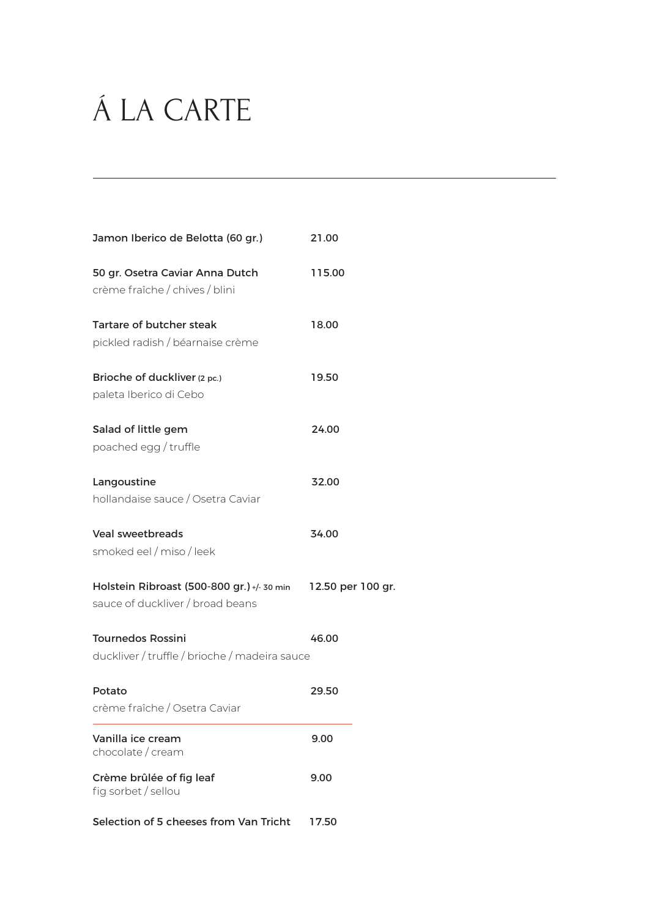# Á LA CARTE

---

**Jamon Iberico de Belotta (60 gr.)** 21.00

**50 gr. Osetra Caviar Anna Dutch** 115.00
crème fraîche / chives / blini

**Tartare of butcher steak** 18.00
pickled radish / béarnaise crème

**Brioche of duckliver** (2 pc.) 19.50
paleta Iberico di Cebo

**Salad of little gem** 24.00
poached egg / truffle

**Langoustine** 32.00
hollandaise sauce / Osetra Caviar

**Veal sweetbreads** 34.00
smoked eel / miso / leek

**Holstein Ribroast (500-800 gr.)** +/- 30 min 12.50 per 100 gr.
sauce of duckliver / broad beans

**Tournedos Rossini** 46.00
duckliver / truffle / brioche / madeira sauce

**Potato** 29.50
crème fraîche / Osetra Caviar

---

**Vanilla ice cream** 9.00
chocolate / cream

**Crème brûlée of fig leaf** 9.00
fig sorbet / sellou

**Selection of 5 cheeses from Van Tricht** 17.50